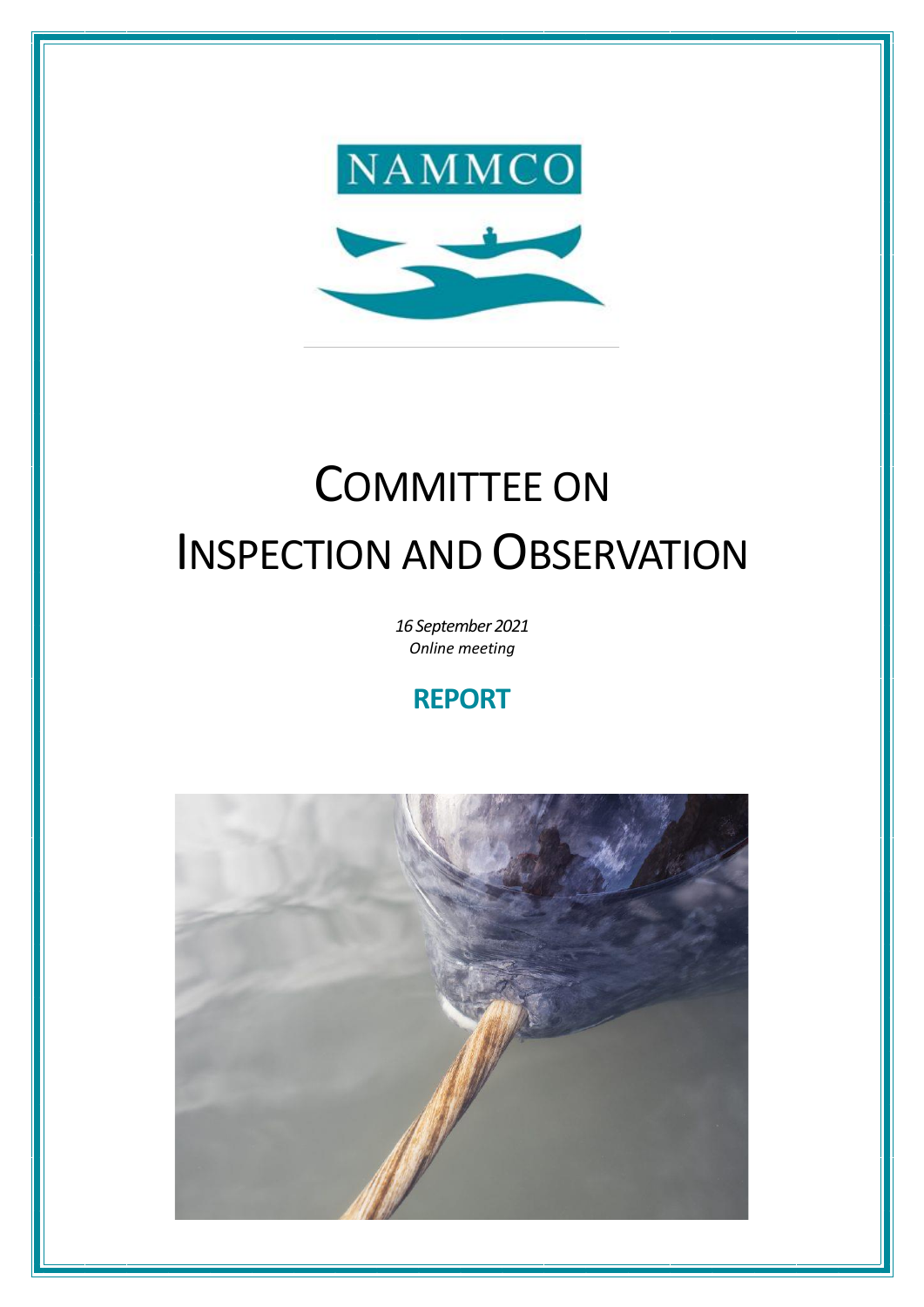NAMMCO

# COMMITTEE ON INSPECTION AND OBSERVATION

*16 September 2021*
*Online meeting*

## REPORT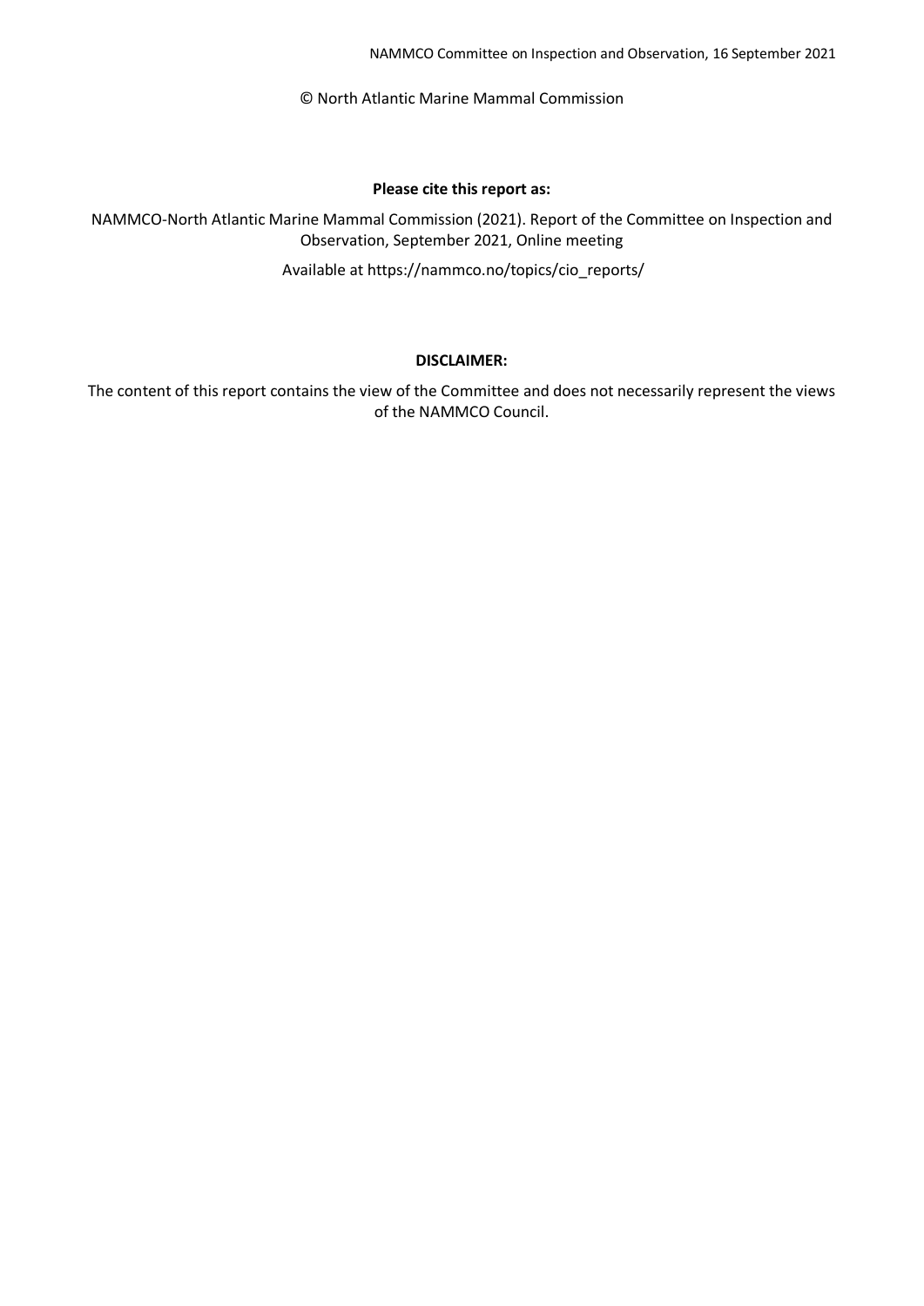© North Atlantic Marine Mammal Commission

**Please cite this report as:**

NAMMCO-North Atlantic Marine Mammal Commission (2021). Report of the Committee on Inspection and Observation, September 2021, Online meeting

Available at https://nammco.no/topics/cio_reports/

**DISCLAIMER:**

The content of this report contains the view of the Committee and does not necessarily represent the views of the NAMMCO Council.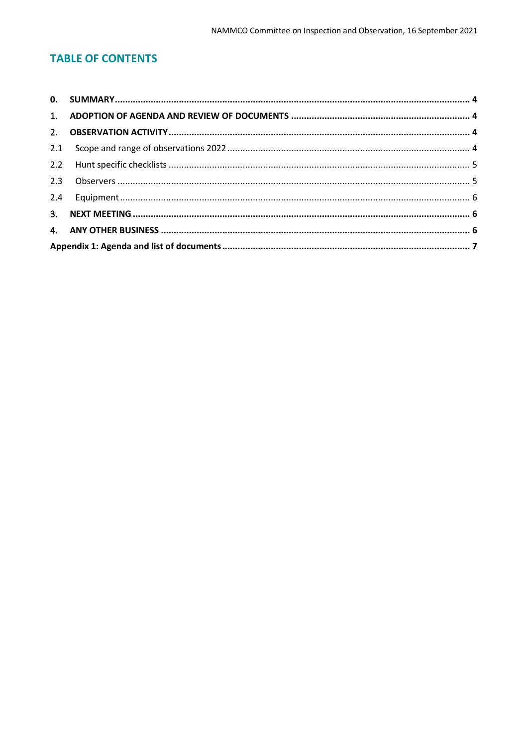## TABLE OF CONTENTS

**0. SUMMARY** ..... **4**

**1. ADOPTION OF AGENDA AND REVIEW OF DOCUMENTS** ..... **4**

**2. OBSERVATION ACTIVITY** ..... **4**

2.1 Scope and range of observations 2022 ..... 4

2.2 Hunt specific checklists ..... 5

2.3 Observers ..... 5

2.4 Equipment ..... 6

**3. NEXT MEETING** ..... **6**

**4. ANY OTHER BUSINESS** ..... **6**

**Appendix 1: Agenda and list of documents** ..... **7**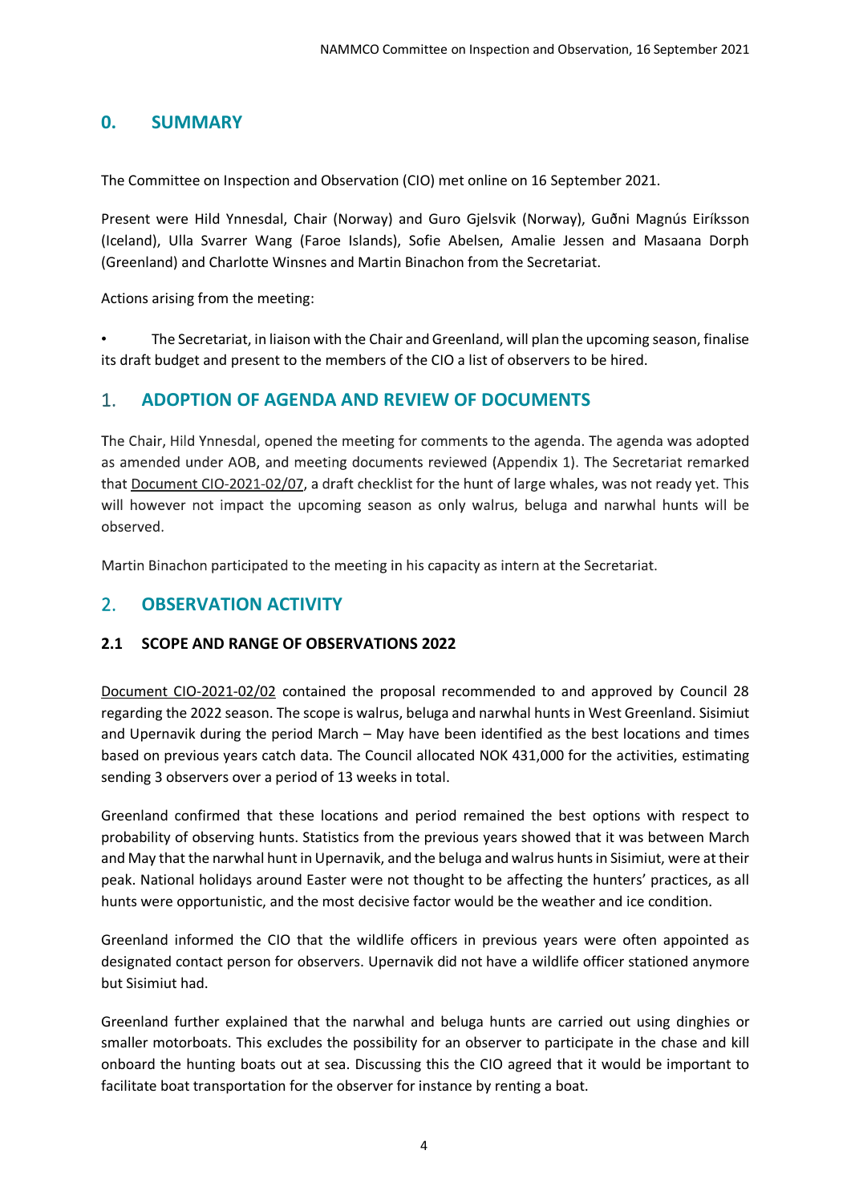## 0. SUMMARY

The Committee on Inspection and Observation (CIO) met online on 16 September 2021.

Present were Hild Ynnesdal, Chair (Norway) and Guro Gjelsvik (Norway), Guðni Magnús Eiríksson (Iceland), Ulla Svarrer Wang (Faroe Islands), Sofie Abelsen, Amalie Jessen and Masaana Dorph (Greenland) and Charlotte Winsnes and Martin Binachon from the Secretariat.

Actions arising from the meeting:

- The Secretariat, in liaison with the Chair and Greenland, will plan the upcoming season, finalise its draft budget and present to the members of the CIO a list of observers to be hired.

## 1. ADOPTION OF AGENDA AND REVIEW OF DOCUMENTS

The Chair, Hild Ynnesdal, opened the meeting for comments to the agenda. The agenda was adopted as amended under AOB, and meeting documents reviewed (Appendix 1). The Secretariat remarked that Document CIO-2021-02/07, a draft checklist for the hunt of large whales, was not ready yet. This will however not impact the upcoming season as only walrus, beluga and narwhal hunts will be observed.

Martin Binachon participated to the meeting in his capacity as intern at the Secretariat.

## 2. OBSERVATION ACTIVITY

### 2.1 SCOPE AND RANGE OF OBSERVATIONS 2022

Document CIO-2021-02/02 contained the proposal recommended to and approved by Council 28 regarding the 2022 season. The scope is walrus, beluga and narwhal hunts in West Greenland. Sisimiut and Upernavik during the period March – May have been identified as the best locations and times based on previous years catch data. The Council allocated NOK 431,000 for the activities, estimating sending 3 observers over a period of 13 weeks in total.

Greenland confirmed that these locations and period remained the best options with respect to probability of observing hunts. Statistics from the previous years showed that it was between March and May that the narwhal hunt in Upernavik, and the beluga and walrus hunts in Sisimiut, were at their peak. National holidays around Easter were not thought to be affecting the hunters' practices, as all hunts were opportunistic, and the most decisive factor would be the weather and ice condition.

Greenland informed the CIO that the wildlife officers in previous years were often appointed as designated contact person for observers. Upernavik did not have a wildlife officer stationed anymore but Sisimiut had.

Greenland further explained that the narwhal and beluga hunts are carried out using dinghies or smaller motorboats. This excludes the possibility for an observer to participate in the chase and kill onboard the hunting boats out at sea. Discussing this the CIO agreed that it would be important to facilitate boat transportation for the observer for instance by renting a boat.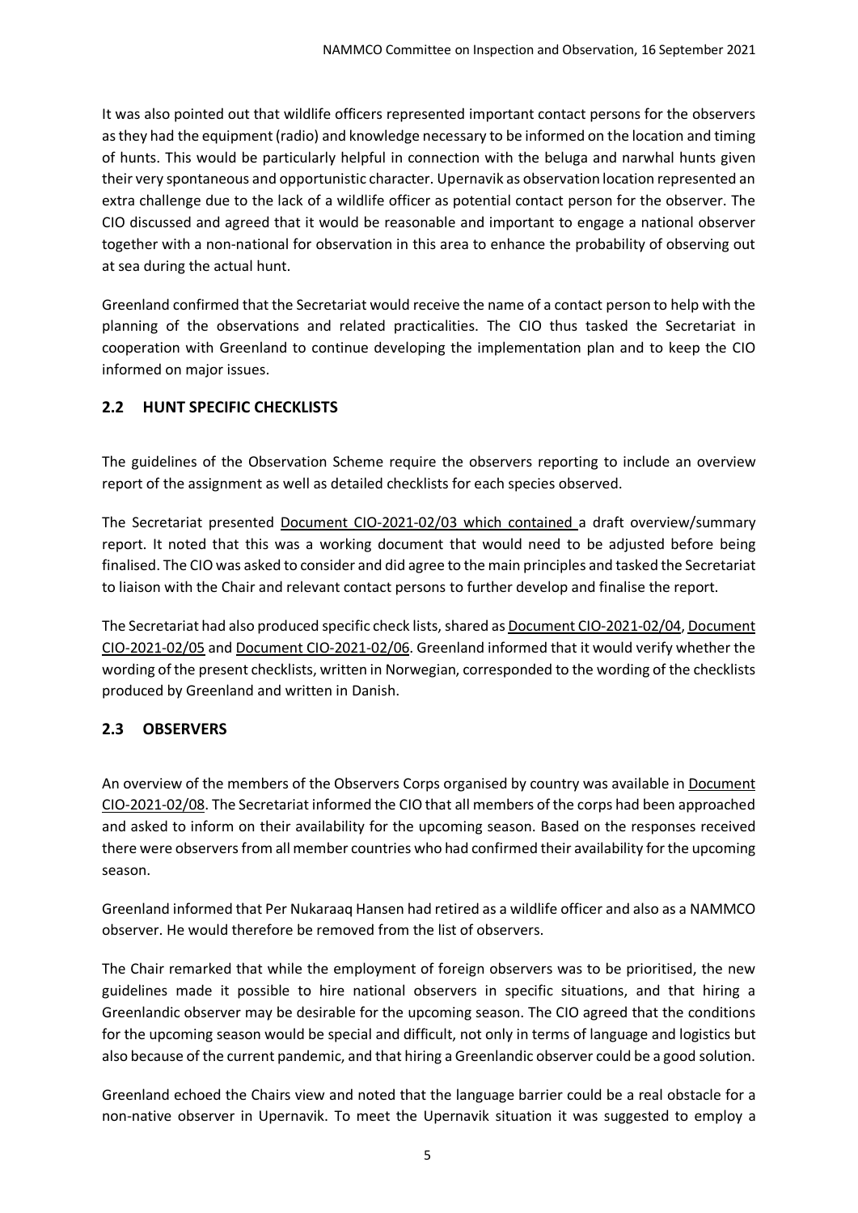It was also pointed out that wildlife officers represented important contact persons for the observers as they had the equipment (radio) and knowledge necessary to be informed on the location and timing of hunts. This would be particularly helpful in connection with the beluga and narwhal hunts given their very spontaneous and opportunistic character. Upernavik as observation location represented an extra challenge due to the lack of a wildlife officer as potential contact person for the observer. The CIO discussed and agreed that it would be reasonable and important to engage a national observer together with a non-national for observation in this area to enhance the probability of observing out at sea during the actual hunt.

Greenland confirmed that the Secretariat would receive the name of a contact person to help with the planning of the observations and related practicalities. The CIO thus tasked the Secretariat in cooperation with Greenland to continue developing the implementation plan and to keep the CIO informed on major issues.

## 2.2 HUNT SPECIFIC CHECKLISTS

The guidelines of the Observation Scheme require the observers reporting to include an overview report of the assignment as well as detailed checklists for each species observed.

The Secretariat presented Document CIO-2021-02/03 which contained a draft overview/summary report. It noted that this was a working document that would need to be adjusted before being finalised. The CIO was asked to consider and did agree to the main principles and tasked the Secretariat to liaison with the Chair and relevant contact persons to further develop and finalise the report.

The Secretariat had also produced specific check lists, shared as Document CIO-2021-02/04, Document CIO-2021-02/05 and Document CIO-2021-02/06. Greenland informed that it would verify whether the wording of the present checklists, written in Norwegian, corresponded to the wording of the checklists produced by Greenland and written in Danish.

## 2.3 OBSERVERS

An overview of the members of the Observers Corps organised by country was available in Document CIO-2021-02/08. The Secretariat informed the CIO that all members of the corps had been approached and asked to inform on their availability for the upcoming season. Based on the responses received there were observers from all member countries who had confirmed their availability for the upcoming season.

Greenland informed that Per Nukaraaq Hansen had retired as a wildlife officer and also as a NAMMCO observer. He would therefore be removed from the list of observers.

The Chair remarked that while the employment of foreign observers was to be prioritised, the new guidelines made it possible to hire national observers in specific situations, and that hiring a Greenlandic observer may be desirable for the upcoming season. The CIO agreed that the conditions for the upcoming season would be special and difficult, not only in terms of language and logistics but also because of the current pandemic, and that hiring a Greenlandic observer could be a good solution.

Greenland echoed the Chairs view and noted that the language barrier could be a real obstacle for a non-native observer in Upernavik. To meet the Upernavik situation it was suggested to employ a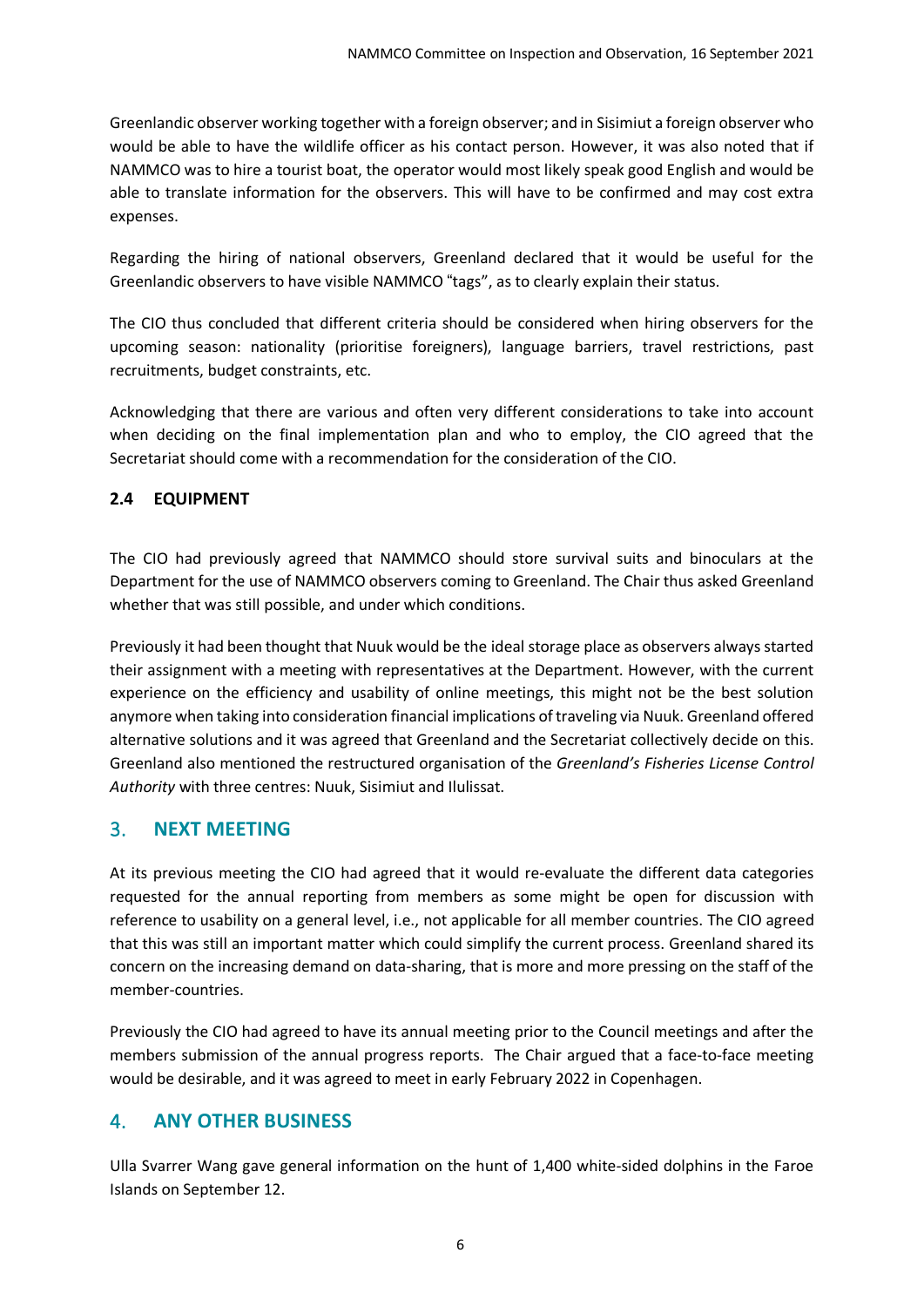Greenlandic observer working together with a foreign observer; and in Sisimiut a foreign observer who would be able to have the wildlife officer as his contact person. However, it was also noted that if NAMMCO was to hire a tourist boat, the operator would most likely speak good English and would be able to translate information for the observers. This will have to be confirmed and may cost extra expenses.

Regarding the hiring of national observers, Greenland declared that it would be useful for the Greenlandic observers to have visible NAMMCO "tags", as to clearly explain their status.

The CIO thus concluded that different criteria should be considered when hiring observers for the upcoming season: nationality (prioritise foreigners), language barriers, travel restrictions, past recruitments, budget constraints, etc.

Acknowledging that there are various and often very different considerations to take into account when deciding on the final implementation plan and who to employ, the CIO agreed that the Secretariat should come with a recommendation for the consideration of the CIO.

### 2.4 EQUIPMENT

The CIO had previously agreed that NAMMCO should store survival suits and binoculars at the Department for the use of NAMMCO observers coming to Greenland. The Chair thus asked Greenland whether that was still possible, and under which conditions.

Previously it had been thought that Nuuk would be the ideal storage place as observers always started their assignment with a meeting with representatives at the Department. However, with the current experience on the efficiency and usability of online meetings, this might not be the best solution anymore when taking into consideration financial implications of traveling via Nuuk. Greenland offered alternative solutions and it was agreed that Greenland and the Secretariat collectively decide on this. Greenland also mentioned the restructured organisation of the *Greenland's Fisheries License Control Authority* with three centres: Nuuk, Sisimiut and Ilulissat.

## 3. NEXT MEETING

At its previous meeting the CIO had agreed that it would re-evaluate the different data categories requested for the annual reporting from members as some might be open for discussion with reference to usability on a general level, i.e., not applicable for all member countries. The CIO agreed that this was still an important matter which could simplify the current process. Greenland shared its concern on the increasing demand on data-sharing, that is more and more pressing on the staff of the member-countries.

Previously the CIO had agreed to have its annual meeting prior to the Council meetings and after the members submission of the annual progress reports. The Chair argued that a face-to-face meeting would be desirable, and it was agreed to meet in early February 2022 in Copenhagen.

## 4. ANY OTHER BUSINESS

Ulla Svarrer Wang gave general information on the hunt of 1,400 white-sided dolphins in the Faroe Islands on September 12.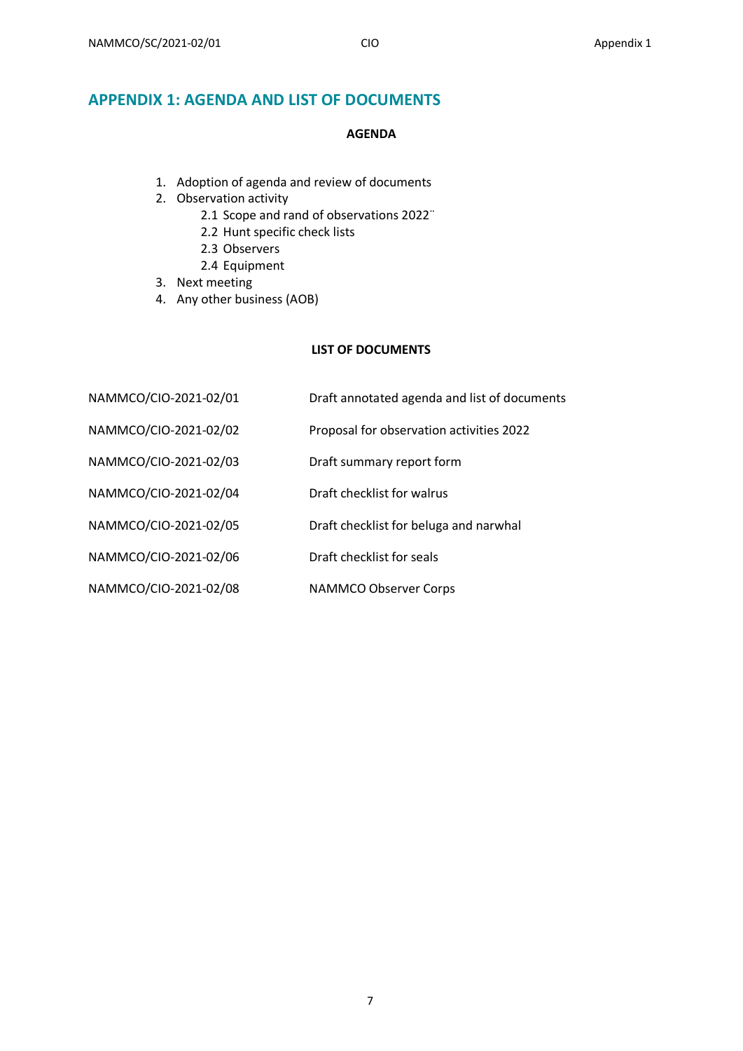## APPENDIX 1: AGENDA AND LIST OF DOCUMENTS

**AGENDA**

1. Adoption of agenda and review of documents
2. Observation activity
   - 2.1 Scope and rand of observations 2022¨
   - 2.2 Hunt specific check lists
   - 2.3 Observers
   - 2.4 Equipment
3. Next meeting
4. Any other business (AOB)

**LIST OF DOCUMENTS**

| | |
|---|---|
| NAMMCO/CIO-2021-02/01 | Draft annotated agenda and list of documents |
| NAMMCO/CIO-2021-02/02 | Proposal for observation activities 2022 |
| NAMMCO/CIO-2021-02/03 | Draft summary report form |
| NAMMCO/CIO-2021-02/04 | Draft checklist for walrus |
| NAMMCO/CIO-2021-02/05 | Draft checklist for beluga and narwhal |
| NAMMCO/CIO-2021-02/06 | Draft checklist for seals |
| NAMMCO/CIO-2021-02/08 | NAMMCO Observer Corps |